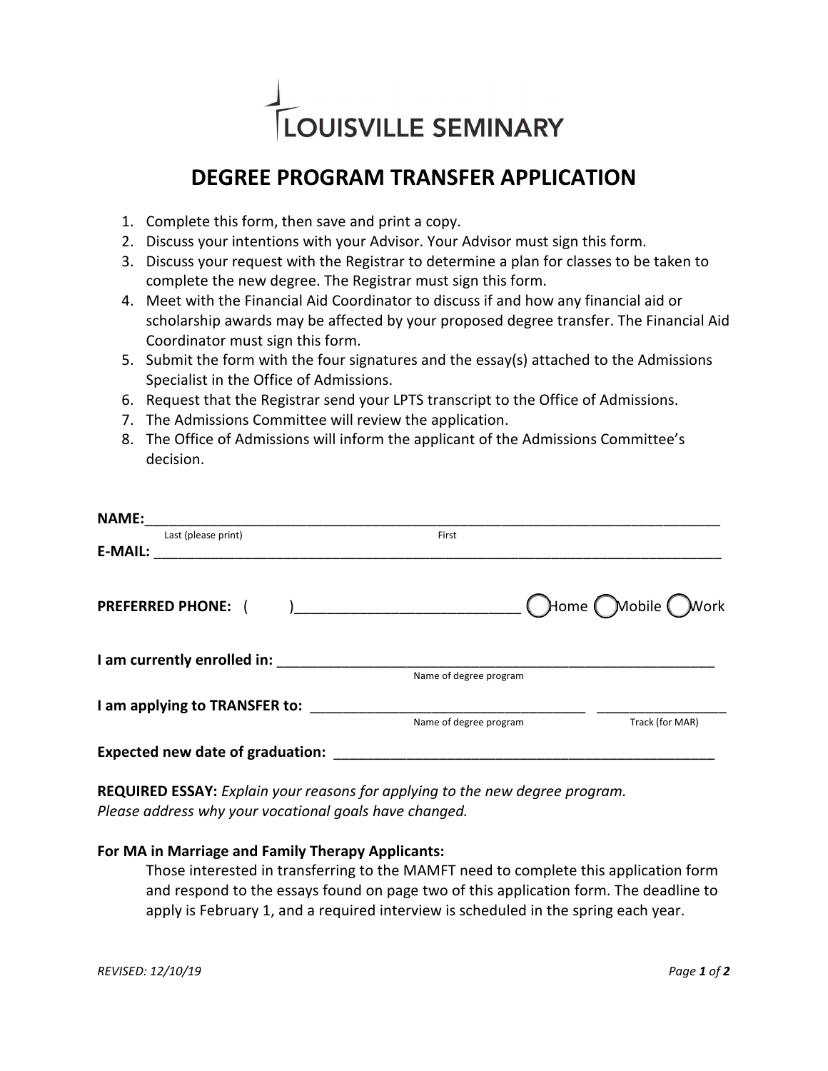LOUISVILLE SEMINARY

# DEGREE PROGRAM TRANSFER APPLICATION

1. Complete this form, then save and print a copy.
2. Discuss your intentions with your Advisor. Your Advisor must sign this form.
3. Discuss your request with the Registrar to determine a plan for classes to be taken to complete the new degree. The Registrar must sign this form.
4. Meet with the Financial Aid Coordinator to discuss if and how any financial aid or scholarship awards may be affected by your proposed degree transfer. The Financial Aid Coordinator must sign this form.
5. Submit the form with the four signatures and the essay(s) attached to the Admissions Specialist in the Office of Admissions.
6. Request that the Registrar send your LPTS transcript to the Office of Admissions.
7. The Admissions Committee will review the application.
8. The Office of Admissions will inform the applicant of the Admissions Committee's decision.

**NAME:**___________________________________________________________________________

Last (please print) First

**E-MAIL:** ___________________________________________________________________________

**PREFERRED PHONE:** ( )____________________________ ◯ Home ◯ Mobile ◯ Work

**I am currently enrolled in:** ________________________________________________________

Name of degree program

**I am applying to TRANSFER to:** ___________________________________ _________________

Name of degree program Track (for MAR)

**Expected new date of graduation:** __________________________________________________

**REQUIRED ESSAY:** *Explain your reasons for applying to the new degree program. Please address why your vocational goals have changed.*

**For MA in Marriage and Family Therapy Applicants:**

Those interested in transferring to the MAMFT need to complete this application form and respond to the essays found on page two of this application form. The deadline to apply is February 1, and a required interview is scheduled in the spring each year.

*REVISED: 12/10/19*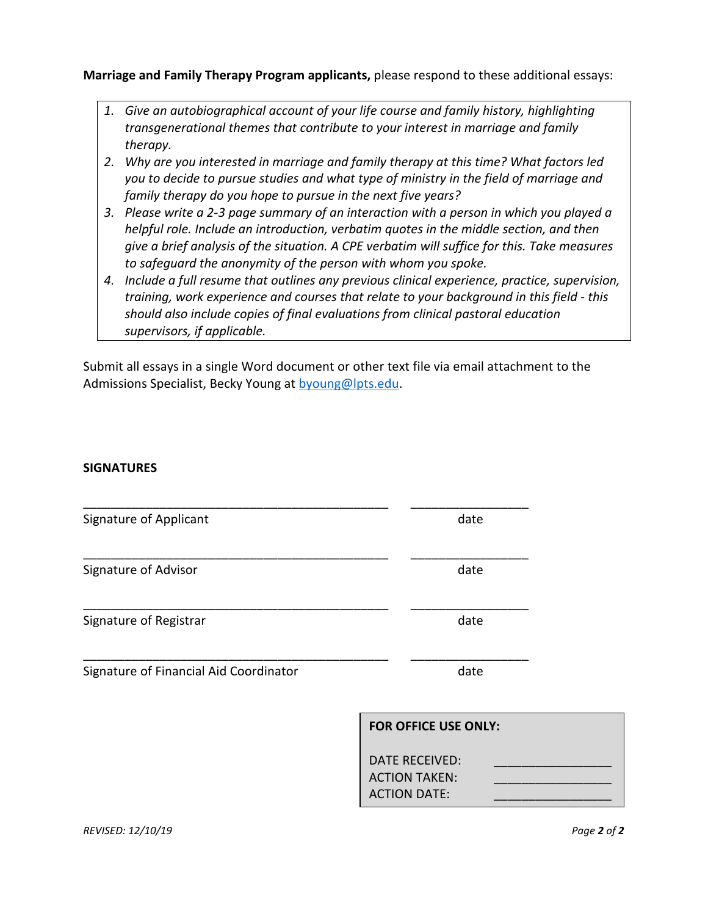**Marriage and Family Therapy Program applicants,** please respond to these additional essays:

1. *Give an autobiographical account of your life course and family history, highlighting transgenerational themes that contribute to your interest in marriage and family therapy.*
2. *Why are you interested in marriage and family therapy at this time? What factors led you to decide to pursue studies and what type of ministry in the field of marriage and family therapy do you hope to pursue in the next five years?*
3. *Please write a 2-3 page summary of an interaction with a person in which you played a helpful role. Include an introduction, verbatim quotes in the middle section, and then give a brief analysis of the situation. A CPE verbatim will suffice for this. Take measures to safeguard the anonymity of the person with whom you spoke.*
4. *Include a full resume that outlines any previous clinical experience, practice, supervision, training, work experience and courses that relate to your background in this field - this should also include copies of final evaluations from clinical pastoral education supervisors, if applicable.*

Submit all essays in a single Word document or other text file via email attachment to the Admissions Specialist, Becky Young at byoung@lpts.edu.

**SIGNATURES**

_____________________________________________ _________________

Signature of Applicant date

_____________________________________________ _________________

Signature of Advisor date

_____________________________________________ _________________

Signature of Registrar date

_____________________________________________ _________________

Signature of Financial Aid Coordinator date

**FOR OFFICE USE ONLY:**

DATE RECEIVED: _________________

ACTION TAKEN: _________________

ACTION DATE: _________________

*REVISED: 12/10/19*